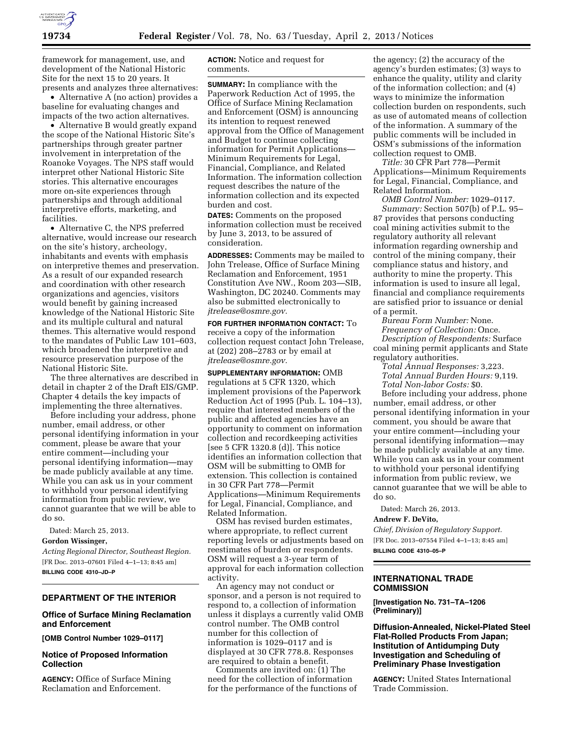framework for management, use, and development of the National Historic Site for the next 15 to 20 years. It presents and analyzes three alternatives:

- Alternative A (no action) provides a baseline for evaluating changes and impacts of the two action alternatives.
- Alternative B would greatly expand the scope of the National Historic Site's partnerships through greater partner involvement in interpretation of the Roanoke Voyages. The NPS staff would interpret other National Historic Site stories. This alternative encourages more on-site experiences through partnerships and through additional interpretive efforts, marketing, and facilities.
- Alternative C, the NPS preferred alternative, would increase our research on the site's history, archeology, inhabitants and events with emphasis on interpretive themes and preservation. As a result of our expanded research and coordination with other research organizations and agencies, visitors would benefit by gaining increased knowledge of the National Historic Site and its multiple cultural and natural themes. This alternative would respond to the mandates of Public Law 101–603, which broadened the interpretive and resource preservation purpose of the National Historic Site.

The three alternatives are described in detail in chapter 2 of the Draft EIS/GMP. Chapter 4 details the key impacts of implementing the three alternatives.

Before including your address, phone number, email address, or other personal identifying information in your comment, please be aware that your entire comment—including your personal identifying information—may be made publicly available at any time. While you can ask us in your comment to withhold your personal identifying information from public review, we cannot guarantee that we will be able to do so.

Dated: March 25, 2013.

**Gordon Wissinger,**

*Acting Regional Director, Southeast Region.*

[FR Doc. 2013–07601 Filed 4–1–13; 8:45 am]

**BILLING CODE 4310–JD–P**

## DEPARTMENT OF THE INTERIOR

### Office of Surface Mining Reclamation and Enforcement

**[OMB Control Number 1029–0117]**

### Notice of Proposed Information Collection

**AGENCY:** Office of Surface Mining Reclamation and Enforcement.

**ACTION:** Notice and request for comments.

**SUMMARY:** In compliance with the Paperwork Reduction Act of 1995, the Office of Surface Mining Reclamation and Enforcement (OSM) is announcing its intention to request renewed approval from the Office of Management and Budget to continue collecting information for Permit Applications—Minimum Requirements for Legal, Financial, Compliance, and Related Information. The information collection request describes the nature of the information collection and its expected burden and cost.

**DATES:** Comments on the proposed information collection must be received by June 3, 2013, to be assured of consideration.

**ADDRESSES:** Comments may be mailed to John Trelease, Office of Surface Mining Reclamation and Enforcement, 1951 Constitution Ave NW., Room 203—SIB, Washington, DC 20240. Comments may also be submitted electronically to *jtrelease@osmre.gov.*

**FOR FURTHER INFORMATION CONTACT:** To receive a copy of the information collection request contact John Trelease, at (202) 208–2783 or by email at *jtrelease@osmre.gov.*

**SUPPLEMENTARY INFORMATION:** OMB regulations at 5 CFR 1320, which implement provisions of the Paperwork Reduction Act of 1995 (Pub. L. 104–13), require that interested members of the public and affected agencies have an opportunity to comment on information collection and recordkeeping activities [see 5 CFR 1320.8 (d)]. This notice identifies an information collection that OSM will be submitting to OMB for extension. This collection is contained in 30 CFR Part 778—Permit Applications—Minimum Requirements for Legal, Financial, Compliance, and Related Information.

OSM has revised burden estimates, where appropriate, to reflect current reporting levels or adjustments based on reestimates of burden or respondents. OSM will request a 3-year term of approval for each information collection activity.

An agency may not conduct or sponsor, and a person is not required to respond to, a collection of information unless it displays a currently valid OMB control number. The OMB control number for this collection of information is 1029–0117 and is displayed at 30 CFR 778.8. Responses are required to obtain a benefit.

Comments are invited on: (1) The need for the collection of information for the performance of the functions of the agency; (2) the accuracy of the agency's burden estimates; (3) ways to enhance the quality, utility and clarity of the information collection; and (4) ways to minimize the information collection burden on respondents, such as use of automated means of collection of the information. A summary of the public comments will be included in OSM's submissions of the information collection request to OMB.

*Title:* 30 CFR Part 778—Permit Applications—Minimum Requirements for Legal, Financial, Compliance, and Related Information.

*OMB Control Number:* 1029–0117.

*Summary:* Section 507(b) of P.L. 95–87 provides that persons conducting coal mining activities submit to the regulatory authority all relevant information regarding ownership and control of the mining company, their compliance status and history, and authority to mine the property. This information is used to insure all legal, financial and compliance requirements are satisfied prior to issuance or denial of a permit.

*Bureau Form Number:* None.

*Frequency of Collection:* Once.

*Description of Respondents:* Surface coal mining permit applicants and State regulatory authorities.

*Total Annual Responses:* 3,223.

*Total Annual Burden Hours:* 9,119.

*Total Non-labor Costs:* $0.

Before including your address, phone number, email address, or other personal identifying information in your comment, you should be aware that your entire comment—including your personal identifying information—may be made publicly available at any time. While you can ask us in your comment to withhold your personal identifying information from public review, we cannot guarantee that we will be able to do so.

Dated: March 26, 2013.

**Andrew F. DeVito,**

*Chief, Division of Regulatory Support.*

[FR Doc. 2013–07554 Filed 4–1–13; 8:45 am]

**BILLING CODE 4310–05–P**

## INTERNATIONAL TRADE COMMISSION

**[Investigation No. 731–TA–1206 (Preliminary)]**

### Diffusion-Annealed, Nickel-Plated Steel Flat-Rolled Products From Japan; Institution of Antidumping Duty Investigation and Scheduling of Preliminary Phase Investigation

**AGENCY:** United States International Trade Commission.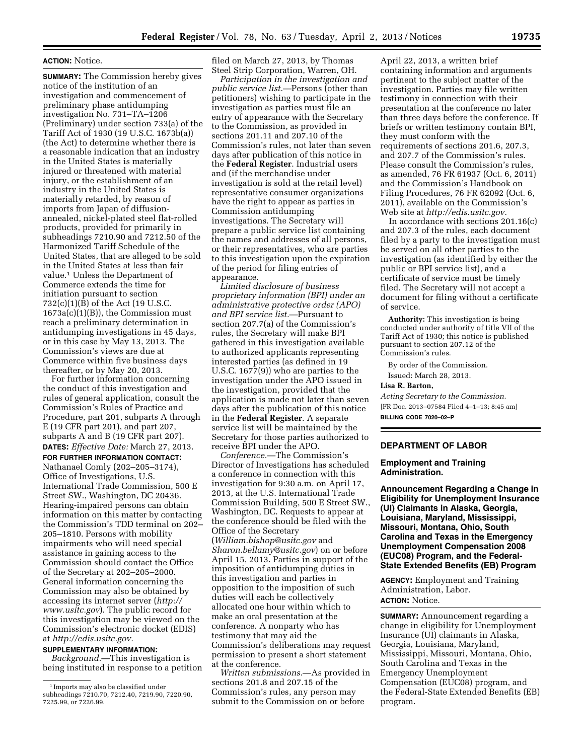**ACTION:** Notice.

**SUMMARY:** The Commission hereby gives notice of the institution of an investigation and commencement of preliminary phase antidumping investigation No. 731–TA–1206 (Preliminary) under section 733(a) of the Tariff Act of 1930 (19 U.S.C. 1673b(a)) (the Act) to determine whether there is a reasonable indication that an industry in the United States is materially injured or threatened with material injury, or the establishment of an industry in the United States is materially retarded, by reason of imports from Japan of diffusion-annealed, nickel-plated steel flat-rolled products, provided for primarily in subheadings 7210.90 and 7212.50 of the Harmonized Tariff Schedule of the United States, that are alleged to be sold in the United States at less than fair value.[1] Unless the Department of Commerce extends the time for initiation pursuant to section 732(c)(1)(B) of the Act (19 U.S.C. 1673a(c)(1)(B)), the Commission must reach a preliminary determination in antidumping investigations in 45 days, or in this case by May 13, 2013. The Commission's views are due at Commerce within five business days thereafter, or by May 20, 2013.

For further information concerning the conduct of this investigation and rules of general application, consult the Commission's Rules of Practice and Procedure, part 201, subparts A through E (19 CFR part 201), and part 207, subparts A and B (19 CFR part 207).

**DATES:** *Effective Date:* March 27, 2013.

**FOR FURTHER INFORMATION CONTACT:** Nathanael Comly (202–205–3174), Office of Investigations, U.S. International Trade Commission, 500 E Street SW., Washington, DC 20436. Hearing-impaired persons can obtain information on this matter by contacting the Commission's TDD terminal on 202–205–1810. Persons with mobility impairments who will need special assistance in gaining access to the Commission should contact the Office of the Secretary at 202–205–2000. General information concerning the Commission may also be obtained by accessing its internet server (*http://www.usitc.gov*). The public record for this investigation may be viewed on the Commission's electronic docket (EDIS) at *http://edis.usitc.gov.*

**SUPPLEMENTARY INFORMATION:**

*Background.*—This investigation is being instituted in response to a petition filed on March 27, 2013, by Thomas Steel Strip Corporation, Warren, OH.

*Participation in the investigation and public service list.*—Persons (other than petitioners) wishing to participate in the investigation as parties must file an entry of appearance with the Secretary to the Commission, as provided in sections 201.11 and 207.10 of the Commission's rules, not later than seven days after publication of this notice in the **Federal Register**. Industrial users and (if the merchandise under investigation is sold at the retail level) representative consumer organizations have the right to appear as parties in Commission antidumping investigations. The Secretary will prepare a public service list containing the names and addresses of all persons, or their representatives, who are parties to this investigation upon the expiration of the period for filing entries of appearance.

*Limited disclosure of business proprietary information (BPI) under an administrative protective order (APO) and BPI service list.*—Pursuant to section 207.7(a) of the Commission's rules, the Secretary will make BPI gathered in this investigation available to authorized applicants representing interested parties (as defined in 19 U.S.C. 1677(9)) who are parties to the investigation under the APO issued in the investigation, provided that the application is made not later than seven days after the publication of this notice in the **Federal Register**. A separate service list will be maintained by the Secretary for those parties authorized to receive BPI under the APO.

*Conference.*—The Commission's Director of Investigations has scheduled a conference in connection with this investigation for 9:30 a.m. on April 17, 2013, at the U.S. International Trade Commission Building, 500 E Street SW., Washington, DC. Requests to appear at the conference should be filed with the Office of the Secretary (*William.bishop@usitc.gov* and *Sharon.bellamy@usitc.gov*) on or before April 15, 2013. Parties in support of the imposition of antidumping duties in this investigation and parties in opposition to the imposition of such duties will each be collectively allocated one hour within which to make an oral presentation at the conference. A nonparty who has testimony that may aid the Commission's deliberations may request permission to present a short statement at the conference.

*Written submissions.*—As provided in sections 201.8 and 207.15 of the Commission's rules, any person may submit to the Commission on or before April 22, 2013, a written brief containing information and arguments pertinent to the subject matter of the investigation. Parties may file written testimony in connection with their presentation at the conference no later than three days before the conference. If briefs or written testimony contain BPI, they must conform with the requirements of sections 201.6, 207.3, and 207.7 of the Commission's rules. Please consult the Commission's rules, as amended, 76 FR 61937 (Oct. 6, 2011) and the Commission's Handbook on Filing Procedures, 76 FR 62092 (Oct. 6, 2011), available on the Commission's Web site at *http://edis.usitc.gov.*

In accordance with sections 201.16(c) and 207.3 of the rules, each document filed by a party to the investigation must be served on all other parties to the investigation (as identified by either the public or BPI service list), and a certificate of service must be timely filed. The Secretary will not accept a document for filing without a certificate of service.

**Authority:** This investigation is being conducted under authority of title VII of the Tariff Act of 1930; this notice is published pursuant to section 207.12 of the Commission's rules.

By order of the Commission.

Issued: March 28, 2013.

**Lisa R. Barton,**

*Acting Secretary to the Commission.*

[FR Doc. 2013–07584 Filed 4–1–13; 8:45 am]

**BILLING CODE 7020–02–P**

[1] Imports may also be classified under subheadings 7210.70, 7212.40, 7219.90, 7220.90, 7225.99, or 7226.99.

## DEPARTMENT OF LABOR

### Employment and Training Administration.

### Announcement Regarding a Change in Eligibility for Unemployment Insurance (UI) Claimants in Alaska, Georgia, Louisiana, Maryland, Mississippi, Missouri, Montana, Ohio, South Carolina and Texas in the Emergency Unemployment Compensation 2008 (EUC08) Program, and the Federal-State Extended Benefits (EB) Program

**AGENCY:** Employment and Training Administration, Labor.

**ACTION:** Notice.

**SUMMARY:** Announcement regarding a change in eligibility for Unemployment Insurance (UI) claimants in Alaska, Georgia, Louisiana, Maryland, Mississippi, Missouri, Montana, Ohio, South Carolina and Texas in the Emergency Unemployment Compensation (EUC08) program, and the Federal-State Extended Benefits (EB) program.